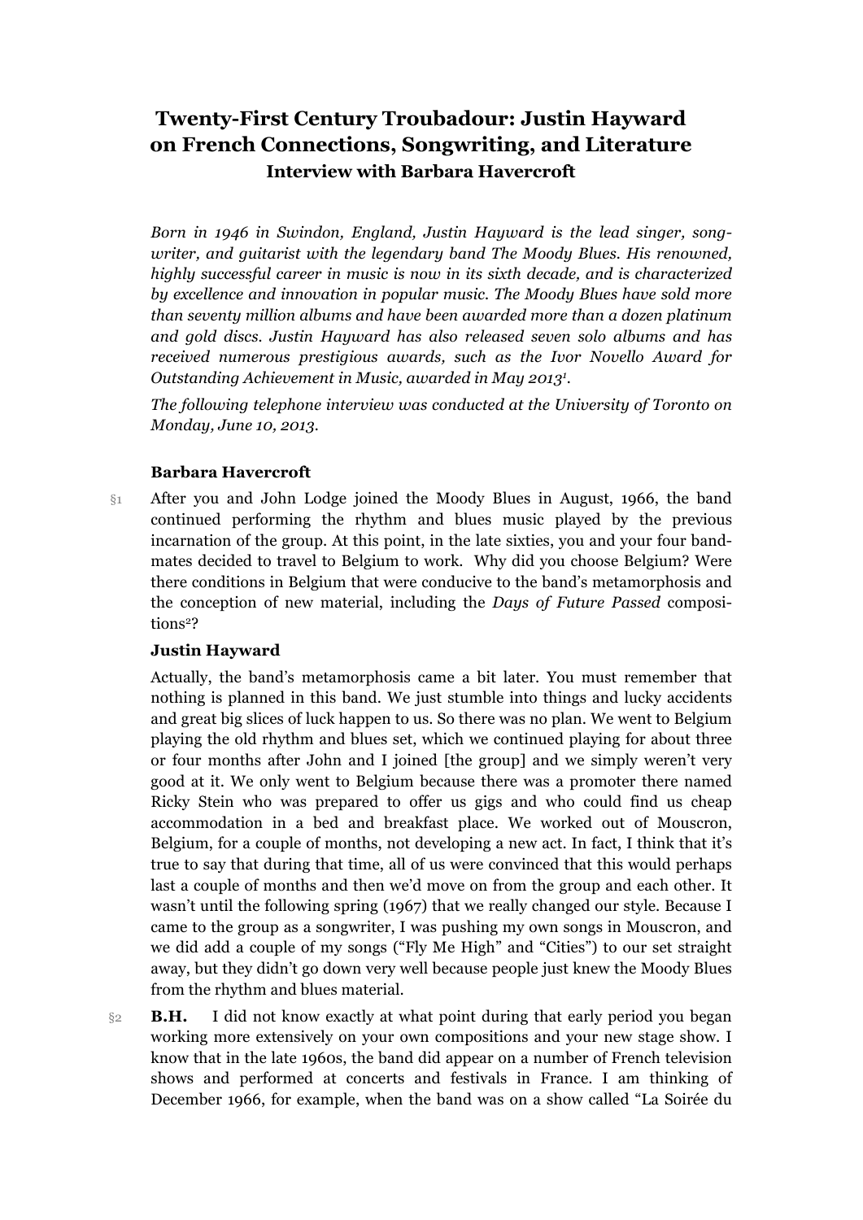# Twenty-First Century Troubadour: Justin Hayward on French Connections, Songwriting, and Literature

### Interview with Barbara Havercroft

*Born in 1946 in Swindon, England, Justin Hayward is the lead singer, song-writer, and guitarist with the legendary band The Moody Blues. His renowned, highly successful career in music is now in its sixth decade, and is characterized by excellence and innovation in popular music. The Moody Blues have sold more than seventy million albums and have been awarded more than a dozen platinum and gold discs. Justin Hayward has also released seven solo albums and has received numerous prestigious awards, such as the Ivor Novello Award for Outstanding Achievement in Music, awarded in May 2013*[1].

*The following telephone interview was conducted at the University of Toronto on Monday, June 10, 2013.*

**Barbara Havercroft**

§1 After you and John Lodge joined the Moody Blues in August, 1966, the band continued performing the rhythm and blues music played by the previous incarnation of the group. At this point, in the late sixties, you and your four band-mates decided to travel to Belgium to work. Why did you choose Belgium? Were there conditions in Belgium that were conducive to the band's metamorphosis and the conception of new material, including the *Days of Future Passed* compositions[2]?

**Justin Hayward**

Actually, the band's metamorphosis came a bit later. You must remember that nothing is planned in this band. We just stumble into things and lucky accidents and great big slices of luck happen to us. So there was no plan. We went to Belgium playing the old rhythm and blues set, which we continued playing for about three or four months after John and I joined [the group] and we simply weren't very good at it. We only went to Belgium because there was a promoter there named Ricky Stein who was prepared to offer us gigs and who could find us cheap accommodation in a bed and breakfast place. We worked out of Mouscron, Belgium, for a couple of months, not developing a new act. In fact, I think that it's true to say that during that time, all of us were convinced that this would perhaps last a couple of months and then we'd move on from the group and each other. It wasn't until the following spring (1967) that we really changed our style. Because I came to the group as a songwriter, I was pushing my own songs in Mouscron, and we did add a couple of my songs ("Fly Me High" and "Cities") to our set straight away, but they didn't go down very well because people just knew the Moody Blues from the rhythm and blues material.

§2 **B.H.** I did not know exactly at what point during that early period you began working more extensively on your own compositions and your new stage show. I know that in the late 1960s, the band did appear on a number of French television shows and performed at concerts and festivals in France. I am thinking of December 1966, for example, when the band was on a show called "La Soirée du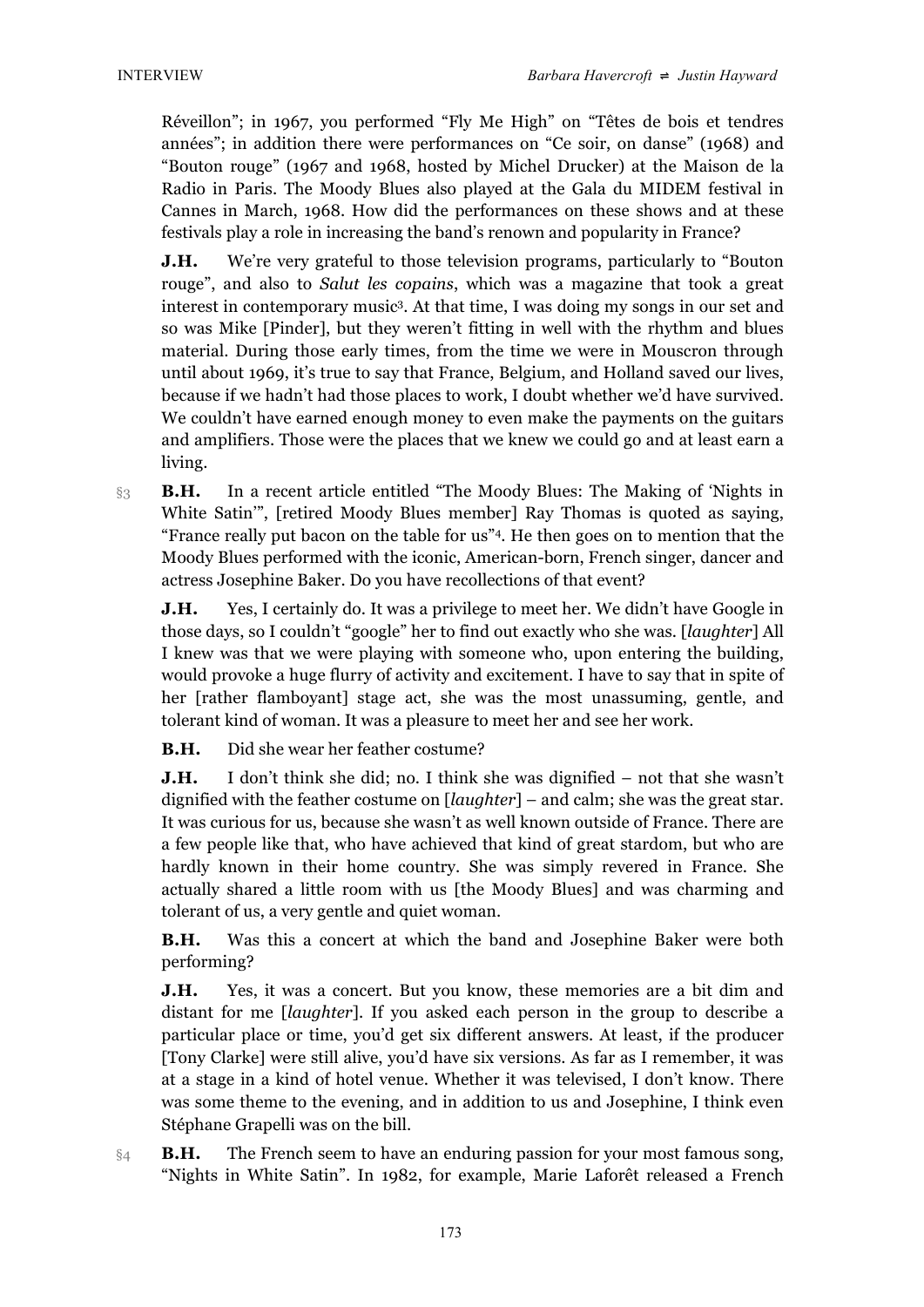Réveillon"; in 1967, you performed "Fly Me High" on "Têtes de bois et tendres années"; in addition there were performances on "Ce soir, on danse" (1968) and "Bouton rouge" (1967 and 1968, hosted by Michel Drucker) at the Maison de la Radio in Paris. The Moody Blues also played at the Gala du MIDEM festival in Cannes in March, 1968. How did the performances on these shows and at these festivals play a role in increasing the band's renown and popularity in France?

**J.H.** We're very grateful to those television programs, particularly to "Bouton rouge", and also to *Salut les copains*, which was a magazine that took a great interest in contemporary music[3]. At that time, I was doing my songs in our set and so was Mike [Pinder], but they weren't fitting in well with the rhythm and blues material. During those early times, from the time we were in Mouscron through until about 1969, it's true to say that France, Belgium, and Holland saved our lives, because if we hadn't had those places to work, I doubt whether we'd have survived. We couldn't have earned enough money to even make the payments on the guitars and amplifiers. Those were the places that we knew we could go and at least earn a living.

§3 **B.H.** In a recent article entitled "The Moody Blues: The Making of 'Nights in White Satin'", [retired Moody Blues member] Ray Thomas is quoted as saying, "France really put bacon on the table for us"[4]. He then goes on to mention that the Moody Blues performed with the iconic, American-born, French singer, dancer and actress Josephine Baker. Do you have recollections of that event?

**J.H.** Yes, I certainly do. It was a privilege to meet her. We didn't have Google in those days, so I couldn't "google" her to find out exactly who she was. [*laughter*] All I knew was that we were playing with someone who, upon entering the building, would provoke a huge flurry of activity and excitement. I have to say that in spite of her [rather flamboyant] stage act, she was the most unassuming, gentle, and tolerant kind of woman. It was a pleasure to meet her and see her work.

**B.H.** Did she wear her feather costume?

**J.H.** I don't think she did; no. I think she was dignified – not that she wasn't dignified with the feather costume on [*laughter*] – and calm; she was the great star. It was curious for us, because she wasn't as well known outside of France. There are a few people like that, who have achieved that kind of great stardom, but who are hardly known in their home country. She was simply revered in France. She actually shared a little room with us [the Moody Blues] and was charming and tolerant of us, a very gentle and quiet woman.

**B.H.** Was this a concert at which the band and Josephine Baker were both performing?

**J.H.** Yes, it was a concert. But you know, these memories are a bit dim and distant for me [*laughter*]. If you asked each person in the group to describe a particular place or time, you'd get six different answers. At least, if the producer [Tony Clarke] were still alive, you'd have six versions. As far as I remember, it was at a stage in a kind of hotel venue. Whether it was televised, I don't know. There was some theme to the evening, and in addition to us and Josephine, I think even Stéphane Grapelli was on the bill.

§4 **B.H.** The French seem to have an enduring passion for your most famous song, "Nights in White Satin". In 1982, for example, Marie Laforêt released a French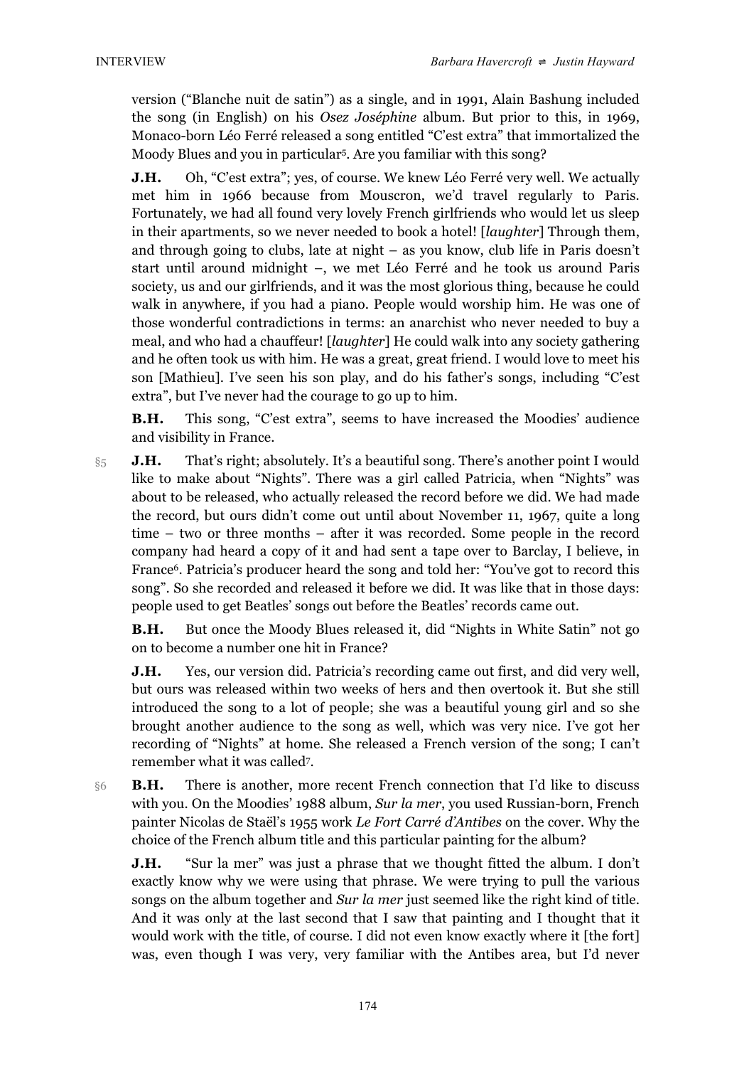version ("Blanche nuit de satin") as a single, and in 1991, Alain Bashung included the song (in English) on his *Osez Joséphine* album. But prior to this, in 1969, Monaco-born Léo Ferré released a song entitled "C'est extra" that immortalized the Moody Blues and you in particular[5]. Are you familiar with this song?

**J.H.** Oh, "C'est extra"; yes, of course. We knew Léo Ferré very well. We actually met him in 1966 because from Mouscron, we'd travel regularly to Paris. Fortunately, we had all found very lovely French girlfriends who would let us sleep in their apartments, so we never needed to book a hotel! [*laughter*] Through them, and through going to clubs, late at night – as you know, club life in Paris doesn't start until around midnight –, we met Léo Ferré and he took us around Paris society, us and our girlfriends, and it was the most glorious thing, because he could walk in anywhere, if you had a piano. People would worship him. He was one of those wonderful contradictions in terms: an anarchist who never needed to buy a meal, and who had a chauffeur! [*laughter*] He could walk into any society gathering and he often took us with him. He was a great, great friend. I would love to meet his son [Mathieu]. I've seen his son play, and do his father's songs, including "C'est extra", but I've never had the courage to go up to him.

**B.H.** This song, "C'est extra", seems to have increased the Moodies' audience and visibility in France.

§5 **J.H.** That's right; absolutely. It's a beautiful song. There's another point I would like to make about "Nights". There was a girl called Patricia, when "Nights" was about to be released, who actually released the record before we did. We had made the record, but ours didn't come out until about November 11, 1967, quite a long time – two or three months – after it was recorded. Some people in the record company had heard a copy of it and had sent a tape over to Barclay, I believe, in France[6]. Patricia's producer heard the song and told her: "You've got to record this song". So she recorded and released it before we did. It was like that in those days: people used to get Beatles' songs out before the Beatles' records came out.

**B.H.** But once the Moody Blues released it, did "Nights in White Satin" not go on to become a number one hit in France?

**J.H.** Yes, our version did. Patricia's recording came out first, and did very well, but ours was released within two weeks of hers and then overtook it. But she still introduced the song to a lot of people; she was a beautiful young girl and so she brought another audience to the song as well, which was very nice. I've got her recording of "Nights" at home. She released a French version of the song; I can't remember what it was called[7].

§6 **B.H.** There is another, more recent French connection that I'd like to discuss with you. On the Moodies' 1988 album, *Sur la mer*, you used Russian-born, French painter Nicolas de Staël's 1955 work *Le Fort Carré d'Antibes* on the cover. Why the choice of the French album title and this particular painting for the album?

**J.H.** "Sur la mer" was just a phrase that we thought fitted the album. I don't exactly know why we were using that phrase. We were trying to pull the various songs on the album together and *Sur la mer* just seemed like the right kind of title. And it was only at the last second that I saw that painting and I thought that it would work with the title, of course. I did not even know exactly where it [the fort] was, even though I was very, very familiar with the Antibes area, but I'd never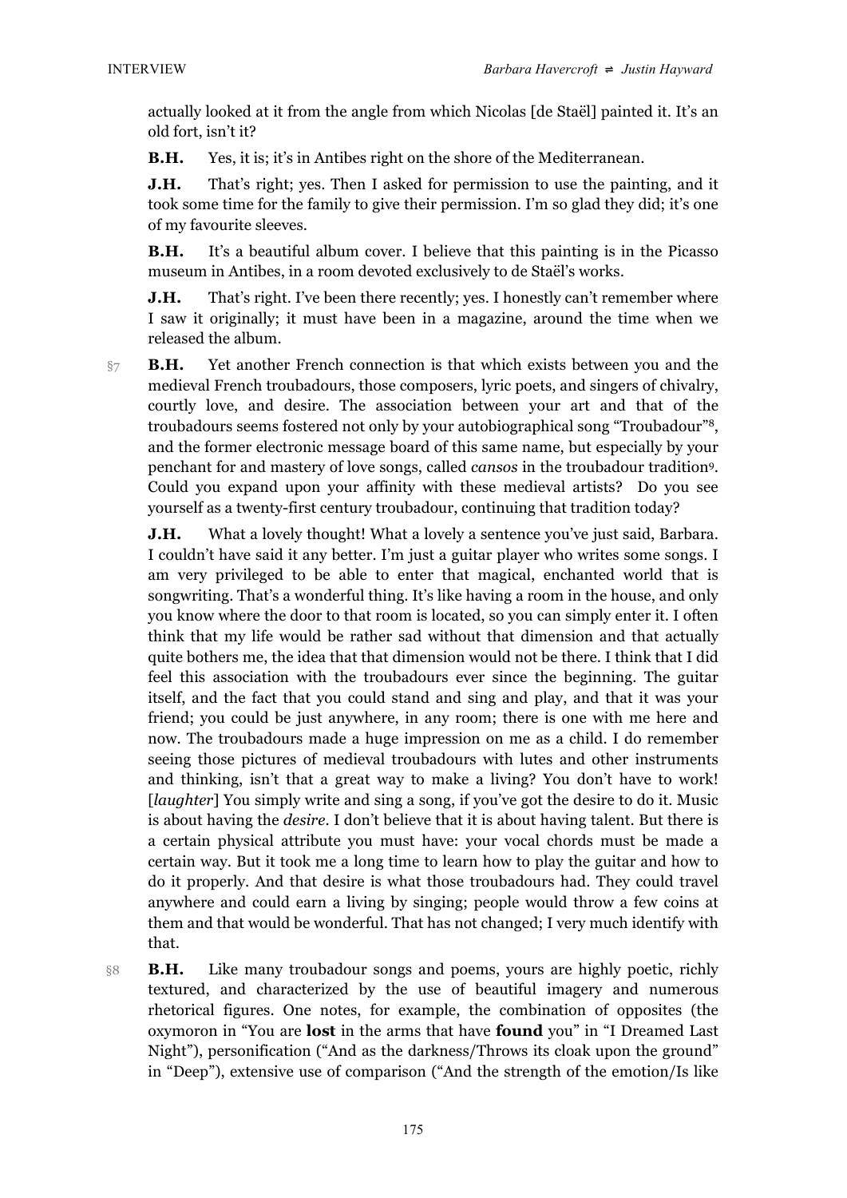actually looked at it from the angle from which Nicolas [de Staël] painted it. It's an old fort, isn't it?

**B.H.** Yes, it is; it's in Antibes right on the shore of the Mediterranean.

**J.H.** That's right; yes. Then I asked for permission to use the painting, and it took some time for the family to give their permission. I'm so glad they did; it's one of my favourite sleeves.

**B.H.** It's a beautiful album cover. I believe that this painting is in the Picasso museum in Antibes, in a room devoted exclusively to de Staël's works.

**J.H.** That's right. I've been there recently; yes. I honestly can't remember where I saw it originally; it must have been in a magazine, around the time when we released the album.

§7 **B.H.** Yet another French connection is that which exists between you and the medieval French troubadours, those composers, lyric poets, and singers of chivalry, courtly love, and desire. The association between your art and that of the troubadours seems fostered not only by your autobiographical song "Troubadour"[8], and the former electronic message board of this same name, but especially by your penchant for and mastery of love songs, called *cansos* in the troubadour tradition[9]. Could you expand upon your affinity with these medieval artists? Do you see yourself as a twenty-first century troubadour, continuing that tradition today?

**J.H.** What a lovely thought! What a lovely a sentence you've just said, Barbara. I couldn't have said it any better. I'm just a guitar player who writes some songs. I am very privileged to be able to enter that magical, enchanted world that is songwriting. That's a wonderful thing. It's like having a room in the house, and only you know where the door to that room is located, so you can simply enter it. I often think that my life would be rather sad without that dimension and that actually quite bothers me, the idea that that dimension would not be there. I think that I did feel this association with the troubadours ever since the beginning. The guitar itself, and the fact that you could stand and sing and play, and that it was your friend; you could be just anywhere, in any room; there is one with me here and now. The troubadours made a huge impression on me as a child. I do remember seeing those pictures of medieval troubadours with lutes and other instruments and thinking, isn't that a great way to make a living? You don't have to work! [*laughter*] You simply write and sing a song, if you've got the desire to do it. Music is about having the *desire*. I don't believe that it is about having talent. But there is a certain physical attribute you must have: your vocal chords must be made a certain way. But it took me a long time to learn how to play the guitar and how to do it properly. And that desire is what those troubadours had. They could travel anywhere and could earn a living by singing; people would throw a few coins at them and that would be wonderful. That has not changed; I very much identify with that.

§8 **B.H.** Like many troubadour songs and poems, yours are highly poetic, richly textured, and characterized by the use of beautiful imagery and numerous rhetorical figures. One notes, for example, the combination of opposites (the oxymoron in "You are **lost** in the arms that have **found** you" in "I Dreamed Last Night"), personification ("And as the darkness/Throws its cloak upon the ground" in "Deep"), extensive use of comparison ("And the strength of the emotion/Is like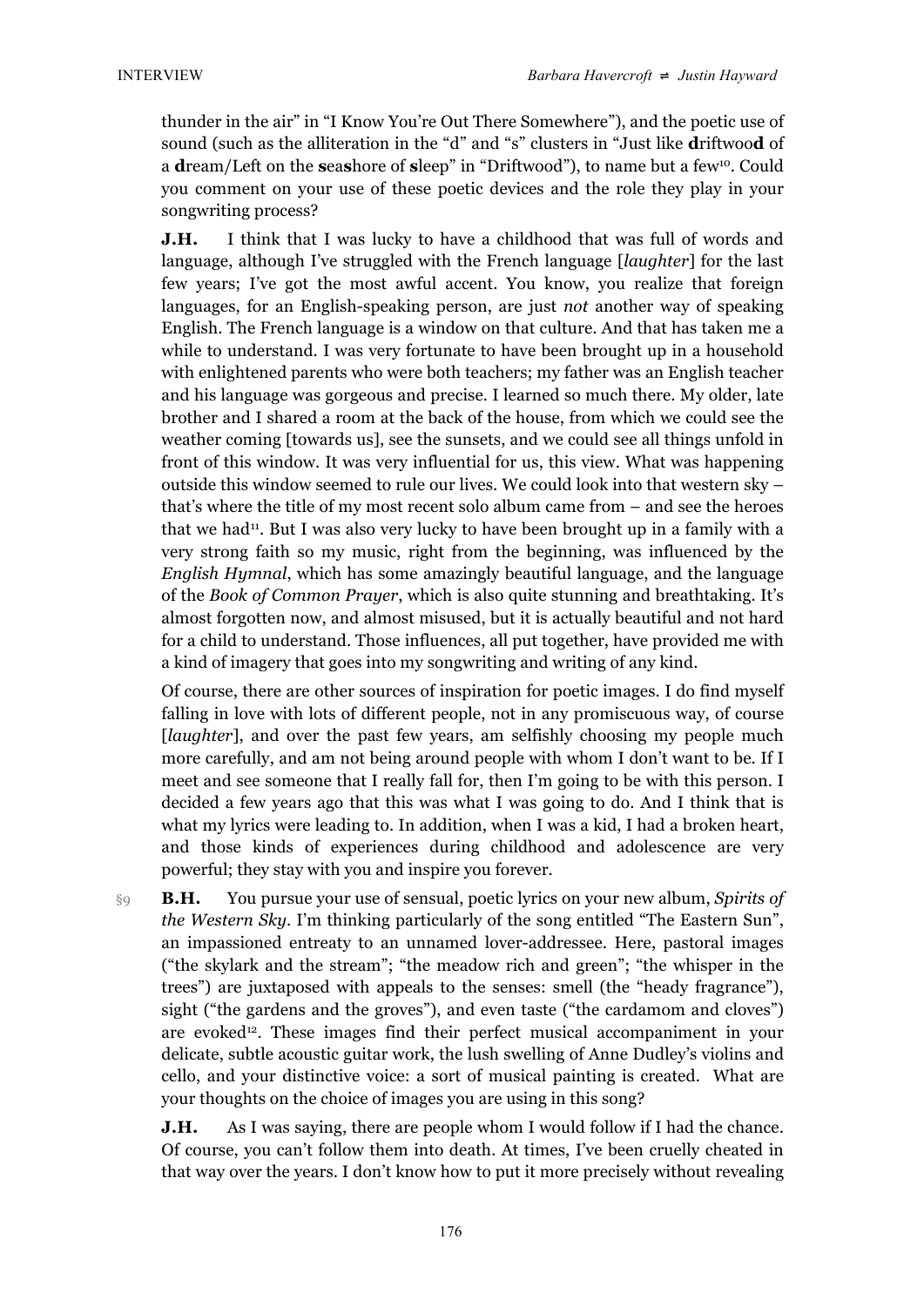thunder in the air" in "I Know You're Out There Somewhere"), and the poetic use of sound (such as the alliteration in the "d" and "s" clusters in "Just like **d**riftwoo**d** of a **d**ream/Left on the **s**ea**s**hore of **s**leep" in "Driftwood"), to name but a few[10]. Could you comment on your use of these poetic devices and the role they play in your songwriting process?

**J.H.** I think that I was lucky to have a childhood that was full of words and language, although I've struggled with the French language [*laughter*] for the last few years; I've got the most awful accent. You know, you realize that foreign languages, for an English-speaking person, are just *not* another way of speaking English. The French language is a window on that culture. And that has taken me a while to understand. I was very fortunate to have been brought up in a household with enlightened parents who were both teachers; my father was an English teacher and his language was gorgeous and precise. I learned so much there. My older, late brother and I shared a room at the back of the house, from which we could see the weather coming [towards us], see the sunsets, and we could see all things unfold in front of this window. It was very influential for us, this view. What was happening outside this window seemed to rule our lives. We could look into that western sky – that's where the title of my most recent solo album came from – and see the heroes that we had[11]. But I was also very lucky to have been brought up in a family with a very strong faith so my music, right from the beginning, was influenced by the *English Hymnal*, which has some amazingly beautiful language, and the language of the *Book of Common Prayer*, which is also quite stunning and breathtaking. It's almost forgotten now, and almost misused, but it is actually beautiful and not hard for a child to understand. Those influences, all put together, have provided me with a kind of imagery that goes into my songwriting and writing of any kind.

Of course, there are other sources of inspiration for poetic images. I do find myself falling in love with lots of different people, not in any promiscuous way, of course [*laughter*], and over the past few years, am selfishly choosing my people much more carefully, and am not being around people with whom I don't want to be. If I meet and see someone that I really fall for, then I'm going to be with this person. I decided a few years ago that this was what I was going to do. And I think that is what my lyrics were leading to. In addition, when I was a kid, I had a broken heart, and those kinds of experiences during childhood and adolescence are very powerful; they stay with you and inspire you forever.

§9 **B.H.** You pursue your use of sensual, poetic lyrics on your new album, *Spirits of the Western Sky*. I'm thinking particularly of the song entitled "The Eastern Sun", an impassioned entreaty to an unnamed lover-addressee. Here, pastoral images ("the skylark and the stream"; "the meadow rich and green"; "the whisper in the trees") are juxtaposed with appeals to the senses: smell (the "heady fragrance"), sight ("the gardens and the groves"), and even taste ("the cardamom and cloves") are evoked[12]. These images find their perfect musical accompaniment in your delicate, subtle acoustic guitar work, the lush swelling of Anne Dudley's violins and cello, and your distinctive voice: a sort of musical painting is created. What are your thoughts on the choice of images you are using in this song?

**J.H.** As I was saying, there are people whom I would follow if I had the chance. Of course, you can't follow them into death. At times, I've been cruelly cheated in that way over the years. I don't know how to put it more precisely without revealing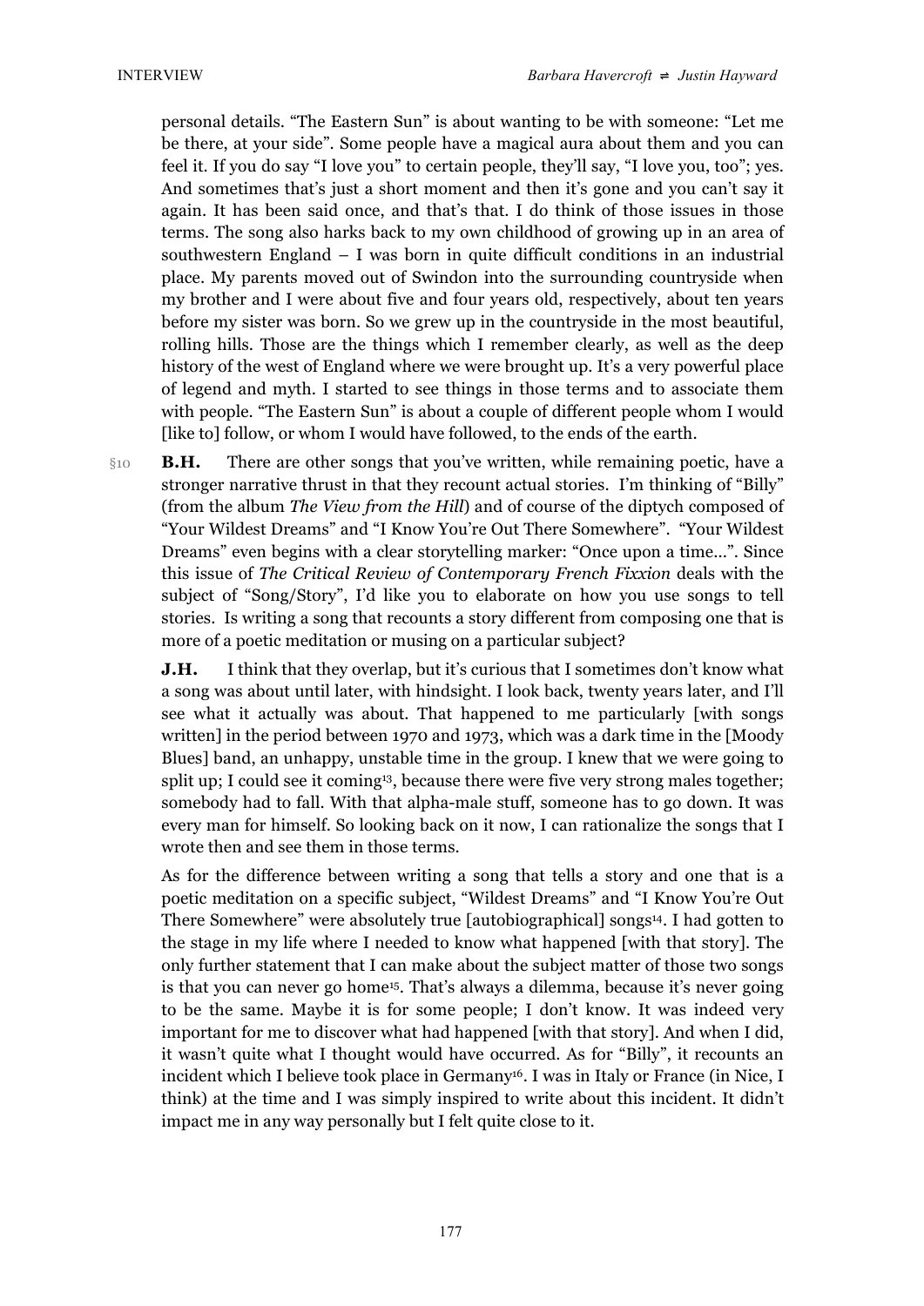personal details. "The Eastern Sun" is about wanting to be with someone: "Let me be there, at your side". Some people have a magical aura about them and you can feel it. If you do say "I love you" to certain people, they'll say, "I love you, too"; yes. And sometimes that's just a short moment and then it's gone and you can't say it again. It has been said once, and that's that. I do think of those issues in those terms. The song also harks back to my own childhood of growing up in an area of southwestern England – I was born in quite difficult conditions in an industrial place. My parents moved out of Swindon into the surrounding countryside when my brother and I were about five and four years old, respectively, about ten years before my sister was born. So we grew up in the countryside in the most beautiful, rolling hills. Those are the things which I remember clearly, as well as the deep history of the west of England where we were brought up. It's a very powerful place of legend and myth. I started to see things in those terms and to associate them with people. "The Eastern Sun" is about a couple of different people whom I would [like to] follow, or whom I would have followed, to the ends of the earth.

§10 **B.H.** There are other songs that you've written, while remaining poetic, have a stronger narrative thrust in that they recount actual stories. I'm thinking of "Billy" (from the album *The View from the Hill*) and of course of the diptych composed of "Your Wildest Dreams" and "I Know You're Out There Somewhere". "Your Wildest Dreams" even begins with a clear storytelling marker: "Once upon a time…". Since this issue of *The Critical Review of Contemporary French Fixxion* deals with the subject of "Song/Story", I'd like you to elaborate on how you use songs to tell stories. Is writing a song that recounts a story different from composing one that is more of a poetic meditation or musing on a particular subject?

**J.H.** I think that they overlap, but it's curious that I sometimes don't know what a song was about until later, with hindsight. I look back, twenty years later, and I'll see what it actually was about. That happened to me particularly [with songs written] in the period between 1970 and 1973, which was a dark time in the [Moody Blues] band, an unhappy, unstable time in the group. I knew that we were going to split up; I could see it coming[13], because there were five very strong males together; somebody had to fall. With that alpha-male stuff, someone has to go down. It was every man for himself. So looking back on it now, I can rationalize the songs that I wrote then and see them in those terms.

As for the difference between writing a song that tells a story and one that is a poetic meditation on a specific subject, "Wildest Dreams" and "I Know You're Out There Somewhere" were absolutely true [autobiographical] songs[14]. I had gotten to the stage in my life where I needed to know what happened [with that story]. The only further statement that I can make about the subject matter of those two songs is that you can never go home[15]. That's always a dilemma, because it's never going to be the same. Maybe it is for some people; I don't know. It was indeed very important for me to discover what had happened [with that story]. And when I did, it wasn't quite what I thought would have occurred. As for "Billy", it recounts an incident which I believe took place in Germany[16]. I was in Italy or France (in Nice, I think) at the time and I was simply inspired to write about this incident. It didn't impact me in any way personally but I felt quite close to it.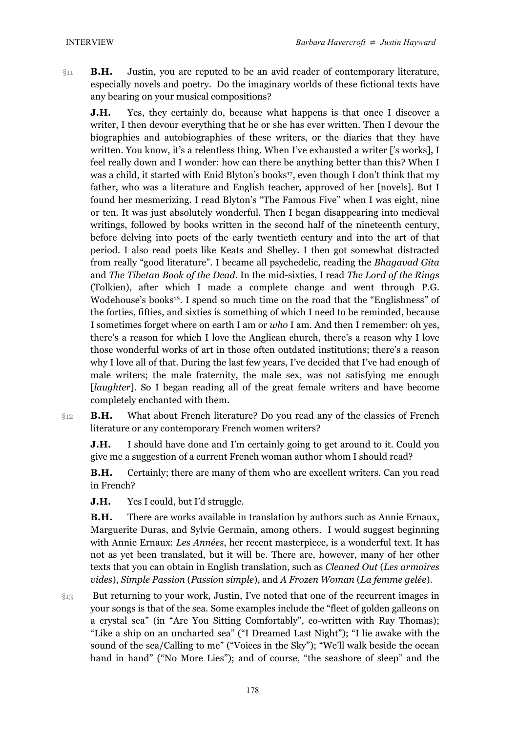§11 **B.H.** Justin, you are reputed to be an avid reader of contemporary literature, especially novels and poetry. Do the imaginary worlds of these fictional texts have any bearing on your musical compositions?

**J.H.** Yes, they certainly do, because what happens is that once I discover a writer, I then devour everything that he or she has ever written. Then I devour the biographies and autobiographies of these writers, or the diaries that they have written. You know, it's a relentless thing. When I've exhausted a writer ['s works], I feel really down and I wonder: how can there be anything better than this? When I was a child, it started with Enid Blyton's books[17], even though I don't think that my father, who was a literature and English teacher, approved of her [novels]. But I found her mesmerizing. I read Blyton's "The Famous Five" when I was eight, nine or ten. It was just absolutely wonderful. Then I began disappearing into medieval writings, followed by books written in the second half of the nineteenth century, before delving into poets of the early twentieth century and into the art of that period. I also read poets like Keats and Shelley. I then got somewhat distracted from really "good literature". I became all psychedelic, reading the *Bhagavad Gita* and *The Tibetan Book of the Dead*. In the mid-sixties, I read *The Lord of the Rings* (Tolkien), after which I made a complete change and went through P.G. Wodehouse's books[18]. I spend so much time on the road that the "Englishness" of the forties, fifties, and sixties is something of which I need to be reminded, because I sometimes forget where on earth I am or *who* I am. And then I remember: oh yes, there's a reason for which I love the Anglican church, there's a reason why I love those wonderful works of art in those often outdated institutions; there's a reason why I love all of that. During the last few years, I've decided that I've had enough of male writers; the male fraternity, the male sex, was not satisfying me enough [*laughter*]. So I began reading all of the great female writers and have become completely enchanted with them.

§12 **B.H.** What about French literature? Do you read any of the classics of French literature or any contemporary French women writers?

**J.H.** I should have done and I'm certainly going to get around to it. Could you give me a suggestion of a current French woman author whom I should read?

**B.H.** Certainly; there are many of them who are excellent writers. Can you read in French?

**J.H.** Yes I could, but I'd struggle.

**B.H.** There are works available in translation by authors such as Annie Ernaux, Marguerite Duras, and Sylvie Germain, among others. I would suggest beginning with Annie Ernaux: *Les Années*, her recent masterpiece, is a wonderful text. It has not as yet been translated, but it will be. There are, however, many of her other texts that you can obtain in English translation, such as *Cleaned Out* (*Les armoires vides*), *Simple Passion* (*Passion simple*), and *A Frozen Woman* (*La femme gelée*).

§13 But returning to your work, Justin, I've noted that one of the recurrent images in your songs is that of the sea. Some examples include the "fleet of golden galleons on a crystal sea" (in "Are You Sitting Comfortably", co-written with Ray Thomas); "Like a ship on an uncharted sea" ("I Dreamed Last Night"); "I lie awake with the sound of the sea/Calling to me" ("Voices in the Sky"); "We'll walk beside the ocean hand in hand" ("No More Lies"); and of course, "the seashore of sleep" and the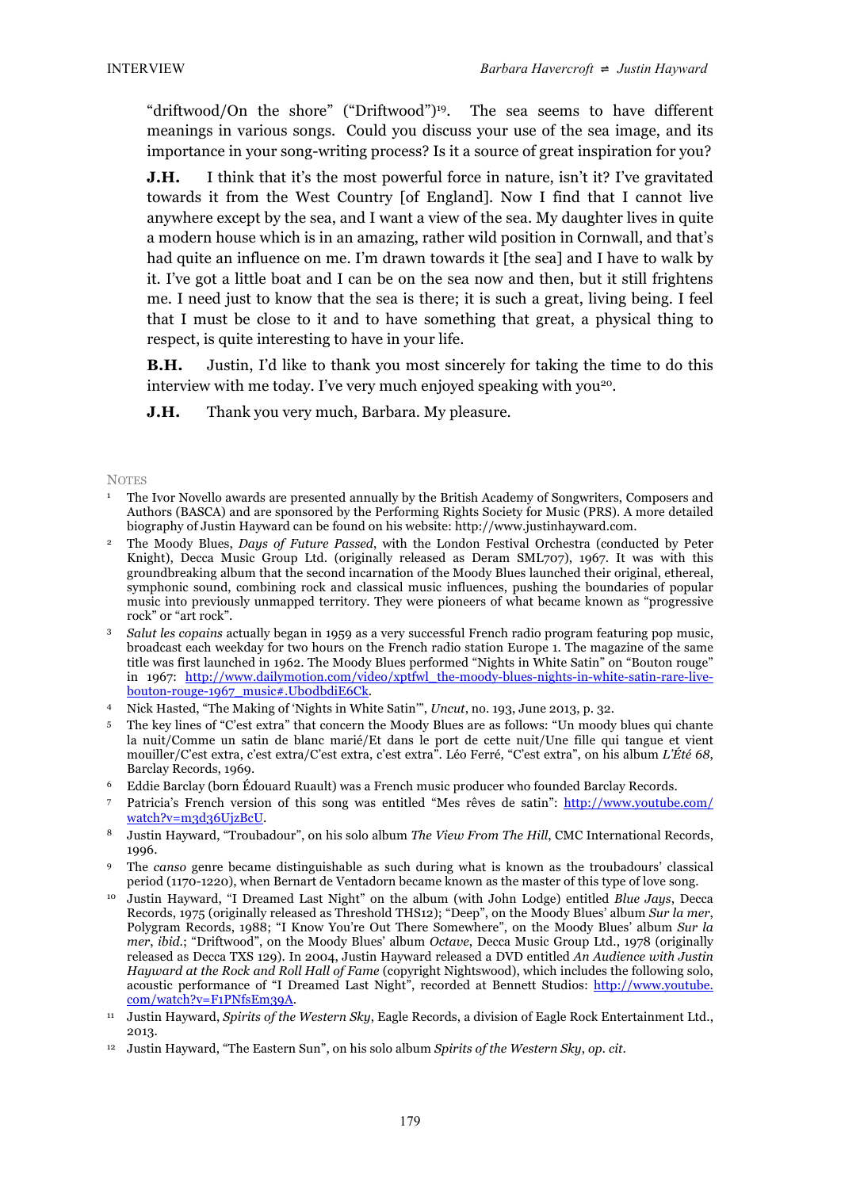"driftwood/On the shore" ("Driftwood")[19]. The sea seems to have different meanings in various songs. Could you discuss your use of the sea image, and its importance in your song-writing process? Is it a source of great inspiration for you?

**J.H.** I think that it's the most powerful force in nature, isn't it? I've gravitated towards it from the West Country [of England]. Now I find that I cannot live anywhere except by the sea, and I want a view of the sea. My daughter lives in quite a modern house which is in an amazing, rather wild position in Cornwall, and that's had quite an influence on me. I'm drawn towards it [the sea] and I have to walk by it. I've got a little boat and I can be on the sea now and then, but it still frightens me. I need just to know that the sea is there; it is such a great, living being. I feel that I must be close to it and to have something that great, a physical thing to respect, is quite interesting to have in your life.

**B.H.** Justin, I'd like to thank you most sincerely for taking the time to do this interview with me today. I've very much enjoyed speaking with you[20].

**J.H.** Thank you very much, Barbara. My pleasure.

## Notes

1. The Ivor Novello awards are presented annually by the British Academy of Songwriters, Composers and Authors (BASCA) and are sponsored by the Performing Rights Society for Music (PRS). A more detailed biography of Justin Hayward can be found on his website: http://www.justinhayward.com.
2. The Moody Blues, *Days of Future Passed*, with the London Festival Orchestra (conducted by Peter Knight), Decca Music Group Ltd. (originally released as Deram SML707), 1967. It was with this groundbreaking album that the second incarnation of the Moody Blues launched their original, ethereal, symphonic sound, combining rock and classical music influences, pushing the boundaries of popular music into previously unmapped territory. They were pioneers of what became known as "progressive rock" or "art rock".
3. *Salut les copains* actually began in 1959 as a very successful French radio program featuring pop music, broadcast each weekday for two hours on the French radio station Europe 1. The magazine of the same title was first launched in 1962. The Moody Blues performed "Nights in White Satin" on "Bouton rouge" in 1967: http://www.dailymotion.com/video/xptfwl_the-moody-blues-nights-in-white-satin-rare-live-bouton-rouge-1967_music#.UbodbdiE6Ck.
4. Nick Hasted, "The Making of 'Nights in White Satin'", *Uncut*, no. 193, June 2013, p. 32.
5. The key lines of "C'est extra" that concern the Moody Blues are as follows: "Un moody blues qui chante la nuit/Comme un satin de blanc marié/Et dans le port de cette nuit/Une fille qui tangue et vient mouiller/C'est extra, c'est extra/C'est extra, c'est extra". Léo Ferré, "C'est extra", on his album *L'Été 68*, Barclay Records, 1969.
6. Eddie Barclay (born Édouard Ruault) was a French music producer who founded Barclay Records.
7. Patricia's French version of this song was entitled "Mes rêves de satin": http://www.youtube.com/watch?v=m3d36UjzBcU.
8. Justin Hayward, "Troubadour", on his solo album *The View From The Hill*, CMC International Records, 1996.
9. The *canso* genre became distinguishable as such during what is known as the troubadours' classical period (1170-1220), when Bernart de Ventadorn became known as the master of this type of love song.
10. Justin Hayward, "I Dreamed Last Night" on the album (with John Lodge) entitled *Blue Jays*, Decca Records, 1975 (originally released as Threshold THS12); "Deep", on the Moody Blues' album *Sur la mer*, Polygram Records, 1988; "I Know You're Out There Somewhere", on the Moody Blues' album *Sur la mer*, *ibid.*; "Driftwood", on the Moody Blues' album *Octave*, Decca Music Group Ltd., 1978 (originally released as Decca TXS 129). In 2004, Justin Hayward released a DVD entitled *An Audience with Justin Hayward at the Rock and Roll Hall of Fame* (copyright Nightswood), which includes the following solo, acoustic performance of "I Dreamed Last Night", recorded at Bennett Studios: http://www.youtube.com/watch?v=F1PNfsEm39A.
11. Justin Hayward, *Spirits of the Western Sky*, Eagle Records, a division of Eagle Rock Entertainment Ltd., 2013.
12. Justin Hayward, "The Eastern Sun", on his solo album *Spirits of the Western Sky*, *op. cit.*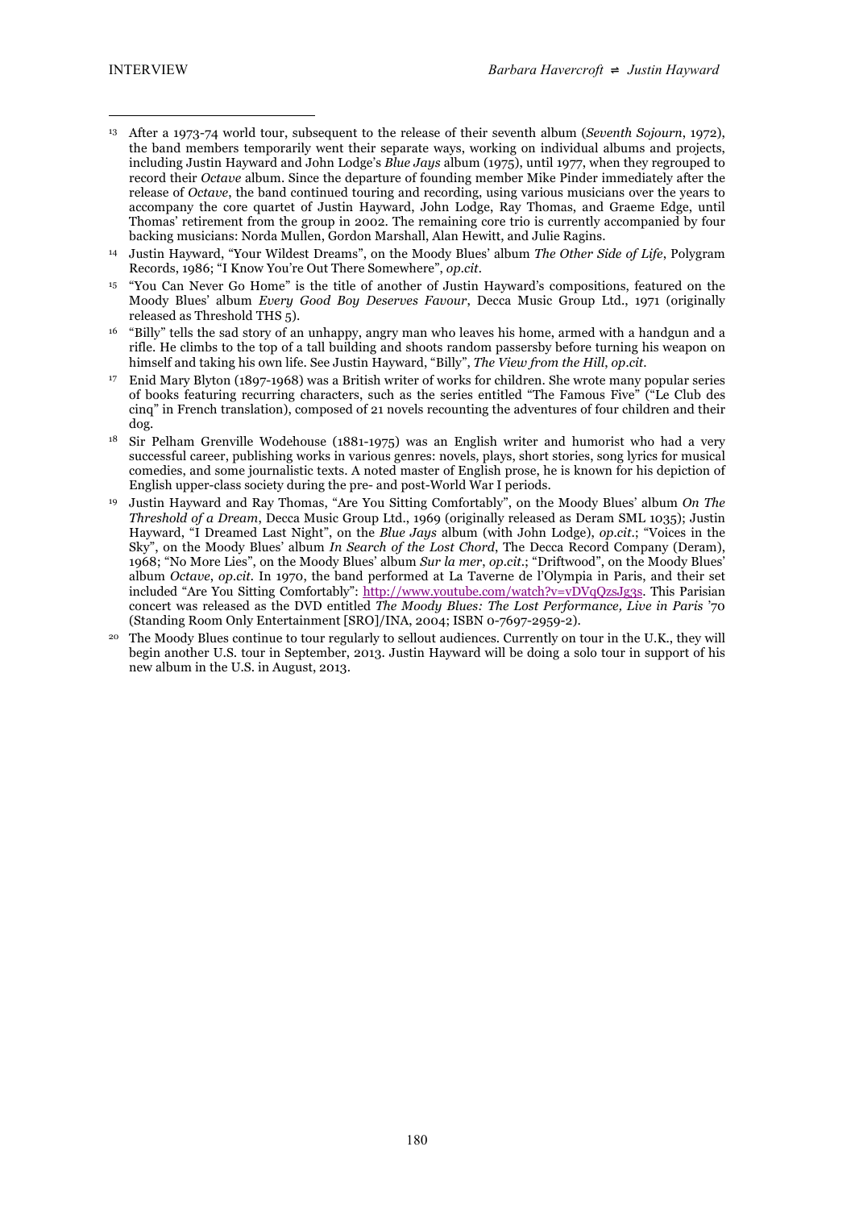[13] After a 1973-74 world tour, subsequent to the release of their seventh album (*Seventh Sojourn*, 1972), the band members temporarily went their separate ways, working on individual albums and projects, including Justin Hayward and John Lodge's *Blue Jays* album (1975), until 1977, when they regrouped to record their *Octave* album. Since the departure of founding member Mike Pinder immediately after the release of *Octave*, the band continued touring and recording, using various musicians over the years to accompany the core quartet of Justin Hayward, John Lodge, Ray Thomas, and Graeme Edge, until Thomas' retirement from the group in 2002. The remaining core trio is currently accompanied by four backing musicians: Norda Mullen, Gordon Marshall, Alan Hewitt, and Julie Ragins.

[14] Justin Hayward, "Your Wildest Dreams", on the Moody Blues' album *The Other Side of Life*, Polygram Records, 1986; "I Know You're Out There Somewhere", *op.cit*.

[15] "You Can Never Go Home" is the title of another of Justin Hayward's compositions, featured on the Moody Blues' album *Every Good Boy Deserves Favour*, Decca Music Group Ltd., 1971 (originally released as Threshold THS 5).

[16] "Billy" tells the sad story of an unhappy, angry man who leaves his home, armed with a handgun and a rifle. He climbs to the top of a tall building and shoots random passersby before turning his weapon on himself and taking his own life. See Justin Hayward, "Billy", *The View from the Hill*, *op.cit*.

[17] Enid Mary Blyton (1897-1968) was a British writer of works for children. She wrote many popular series of books featuring recurring characters, such as the series entitled "The Famous Five" ("Le Club des cinq" in French translation), composed of 21 novels recounting the adventures of four children and their dog.

[18] Sir Pelham Grenville Wodehouse (1881-1975) was an English writer and humorist who had a very successful career, publishing works in various genres: novels, plays, short stories, song lyrics for musical comedies, and some journalistic texts. A noted master of English prose, he is known for his depiction of English upper-class society during the pre- and post-World War I periods.

[19] Justin Hayward and Ray Thomas, "Are You Sitting Comfortably", on the Moody Blues' album *On The Threshold of a Dream*, Decca Music Group Ltd., 1969 (originally released as Deram SML 1035); Justin Hayward, "I Dreamed Last Night", on the *Blue Jays* album (with John Lodge), *op.cit*.; "Voices in the Sky", on the Moody Blues' album *In Search of the Lost Chord*, The Decca Record Company (Deram), 1968; "No More Lies", on the Moody Blues' album *Sur la mer*, *op.cit*.; "Driftwood", on the Moody Blues' album *Octave*, *op.cit*. In 1970, the band performed at La Taverne de l'Olympia in Paris, and their set included "Are You Sitting Comfortably": http://www.youtube.com/watch?v=vDVqQzsJg3s. This Parisian concert was released as the DVD entitled *The Moody Blues: The Lost Performance, Live in Paris '70* (Standing Room Only Entertainment [SRO]/INA, 2004; ISBN 0-7697-2959-2).

[20] The Moody Blues continue to tour regularly to sellout audiences. Currently on tour in the U.K., they will begin another U.S. tour in September, 2013. Justin Hayward will be doing a solo tour in support of his new album in the U.S. in August, 2013.